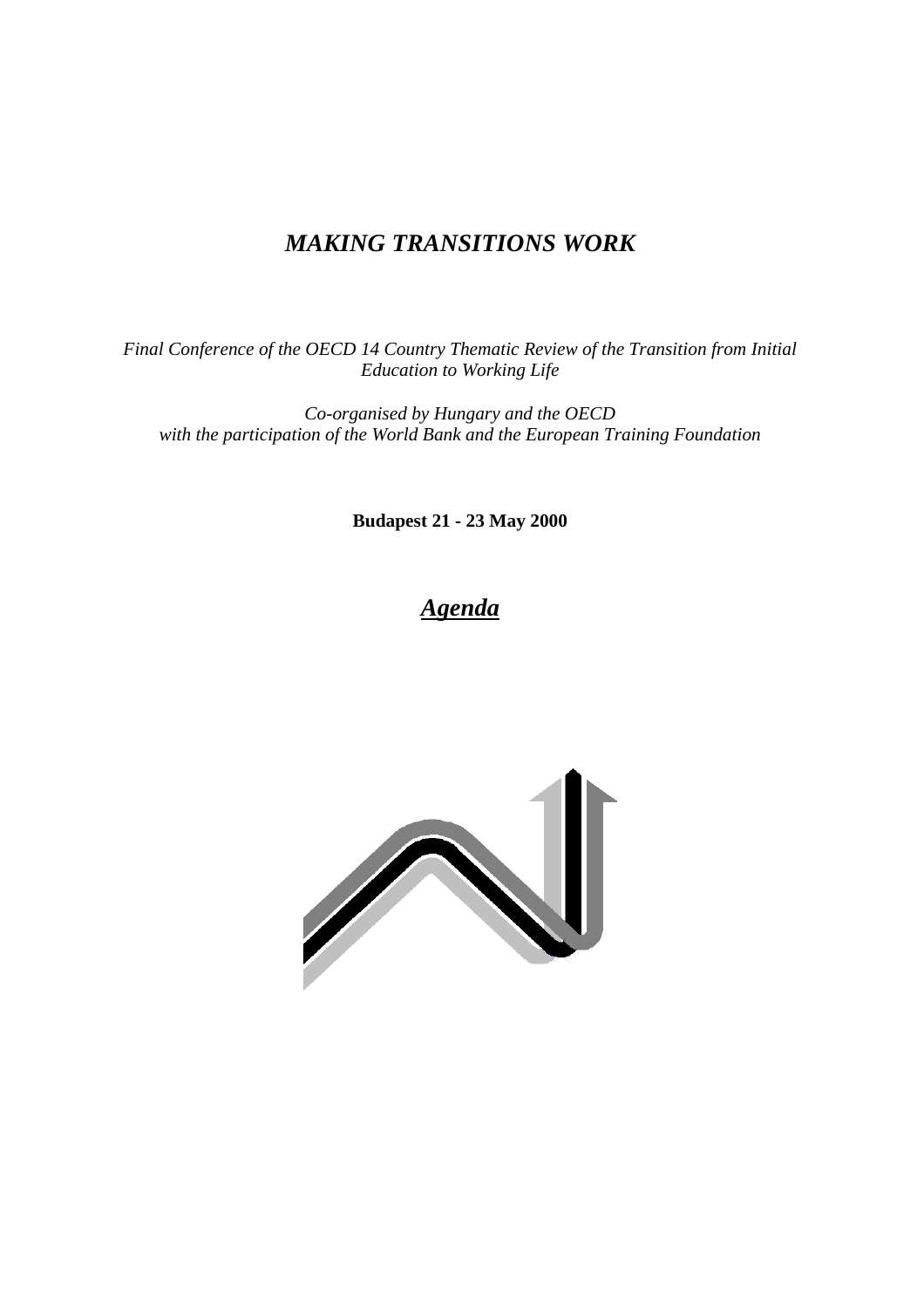# *MAKING TRANSITIONS WORK*

*Final Conference of the OECD 14 Country Thematic Review of the Transition from Initial Education to Working Life*

*Co-organised by Hungary and the OECD with the participation of the World Bank and the European Training Foundation*

**Budapest 21 - 23 May 2000**

## ***Agenda***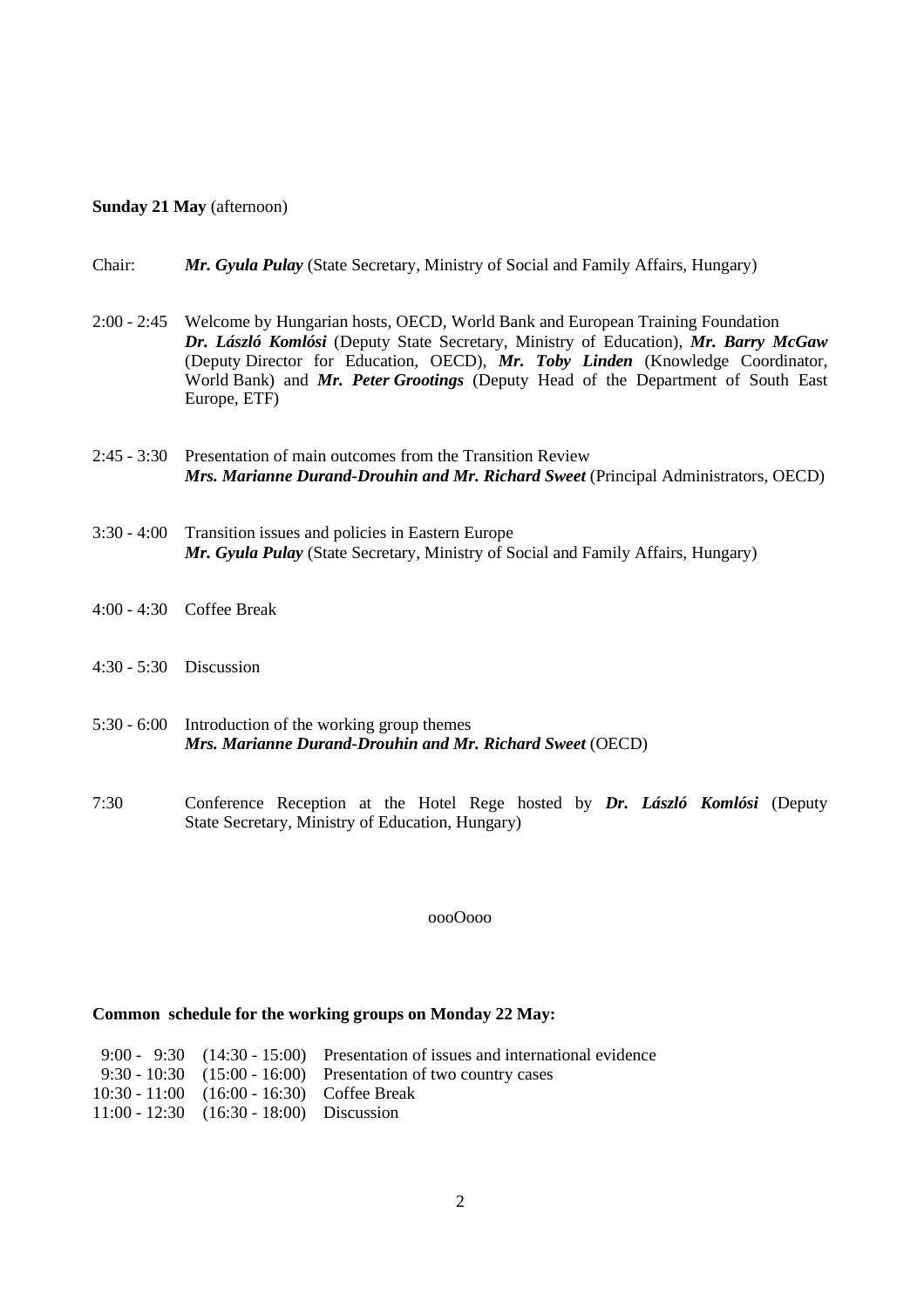**Sunday 21 May** (afternoon)

Chair: ***Mr. Gyula Pulay*** (State Secretary, Ministry of Social and Family Affairs, Hungary)

2:00 - 2:45 Welcome by Hungarian hosts, OECD, World Bank and European Training Foundation
***Dr. László Komlósi*** (Deputy State Secretary, Ministry of Education), ***Mr. Barry McGaw*** (Deputy Director for Education, OECD), ***Mr. Toby Linden*** (Knowledge Coordinator, World Bank) and ***Mr. Peter Grootings*** (Deputy Head of the Department of South East Europe, ETF)

2:45 - 3:30 Presentation of main outcomes from the Transition Review
***Mrs. Marianne Durand-Drouhin and Mr. Richard Sweet*** (Principal Administrators, OECD)

3:30 - 4:00 Transition issues and policies in Eastern Europe
***Mr. Gyula Pulay*** (State Secretary, Ministry of Social and Family Affairs, Hungary)

4:00 - 4:30 Coffee Break

4:30 - 5:30 Discussion

5:30 - 6:00 Introduction of the working group themes
***Mrs. Marianne Durand-Drouhin and Mr. Richard Sweet*** (OECD)

7:30 Conference Reception at the Hotel Rege hosted by ***Dr. László Komlósi*** (Deputy State Secretary, Ministry of Education, Hungary)

oooOooo

**Common schedule for the working groups on Monday 22 May:**

| | | |
|---|---|---|
| 9:00 - 9:30 | (14:30 - 15:00) | Presentation of issues and international evidence |
| 9:30 - 10:30 | (15:00 - 16:00) | Presentation of two country cases |
| 10:30 - 11:00 | (16:00 - 16:30) | Coffee Break |
| 11:00 - 12:30 | (16:30 - 18:00) | Discussion |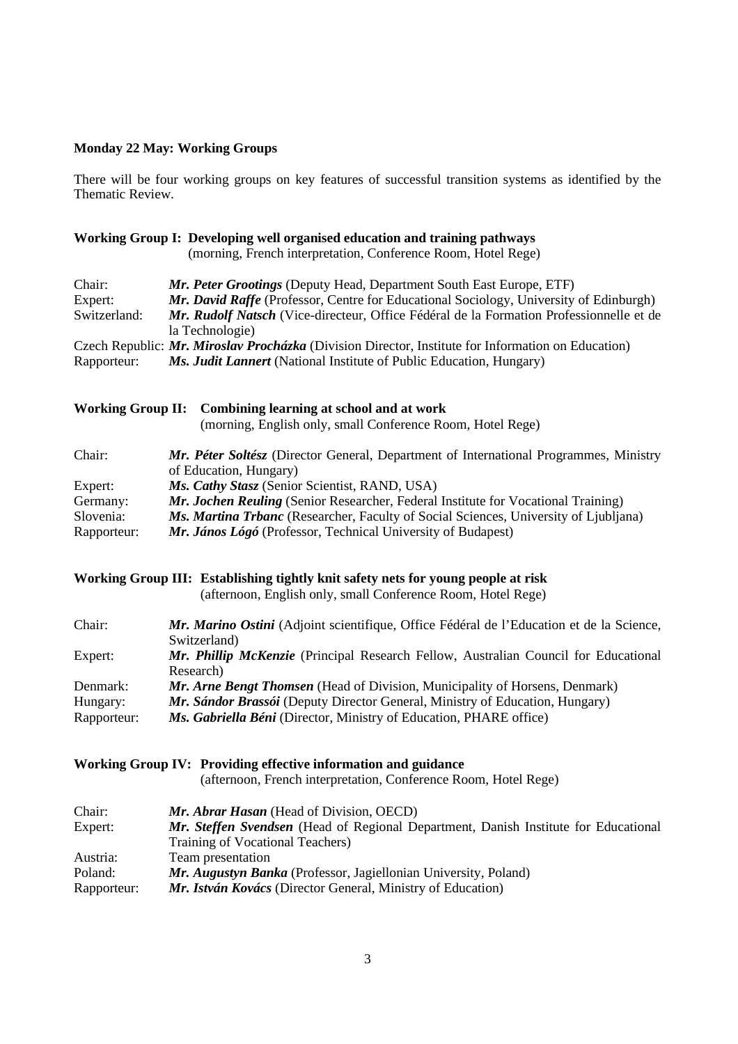**Monday 22 May: Working Groups**

There will be four working groups on key features of successful transition systems as identified by the Thematic Review.

**Working Group I: Developing well organised education and training pathways**
(morning, French interpretation, Conference Room, Hotel Rege)

Chair: ***Mr. Peter Grootings*** (Deputy Head, Department South East Europe, ETF)
Expert: ***Mr. David Raffe*** (Professor, Centre for Educational Sociology, University of Edinburgh)
Switzerland: ***Mr. Rudolf Natsch*** (Vice-directeur, Office Fédéral de la Formation Professionnelle et de la Technologie)
Czech Republic: ***Mr. Miroslav Procházka*** (Division Director, Institute for Information on Education)
Rapporteur: ***Ms. Judit Lannert*** (National Institute of Public Education, Hungary)

**Working Group II: Combining learning at school and at work**
(morning, English only, small Conference Room, Hotel Rege)

Chair: ***Mr. Péter Soltész*** (Director General, Department of International Programmes, Ministry of Education, Hungary)
Expert: ***Ms. Cathy Stasz*** (Senior Scientist, RAND, USA)
Germany: ***Mr. Jochen Reuling*** (Senior Researcher, Federal Institute for Vocational Training)
Slovenia: ***Ms. Martina Trbanc*** (Researcher, Faculty of Social Sciences, University of Ljubljana)
Rapporteur: ***Mr. János Lógó*** (Professor, Technical University of Budapest)

**Working Group III: Establishing tightly knit safety nets for young people at risk**
(afternoon, English only, small Conference Room, Hotel Rege)

Chair: ***Mr. Marino Ostini*** (Adjoint scientifique, Office Fédéral de l'Education et de la Science, Switzerland)
Expert: ***Mr. Phillip McKenzie*** (Principal Research Fellow, Australian Council for Educational Research)
Denmark: ***Mr. Arne Bengt Thomsen*** (Head of Division, Municipality of Horsens, Denmark)
Hungary: ***Mr. Sándor Brassói*** (Deputy Director General, Ministry of Education, Hungary)
Rapporteur: ***Ms. Gabriella Béni*** (Director, Ministry of Education, PHARE office)

**Working Group IV: Providing effective information and guidance**
(afternoon, French interpretation, Conference Room, Hotel Rege)

Chair: ***Mr. Abrar Hasan*** (Head of Division, OECD)
Expert: ***Mr. Steffen Svendsen*** (Head of Regional Department, Danish Institute for Educational Training of Vocational Teachers)
Austria: Team presentation
Poland: ***Mr. Augustyn Banka*** (Professor, Jagiellonian University, Poland)
Rapporteur: ***Mr. István Kovács*** (Director General, Ministry of Education)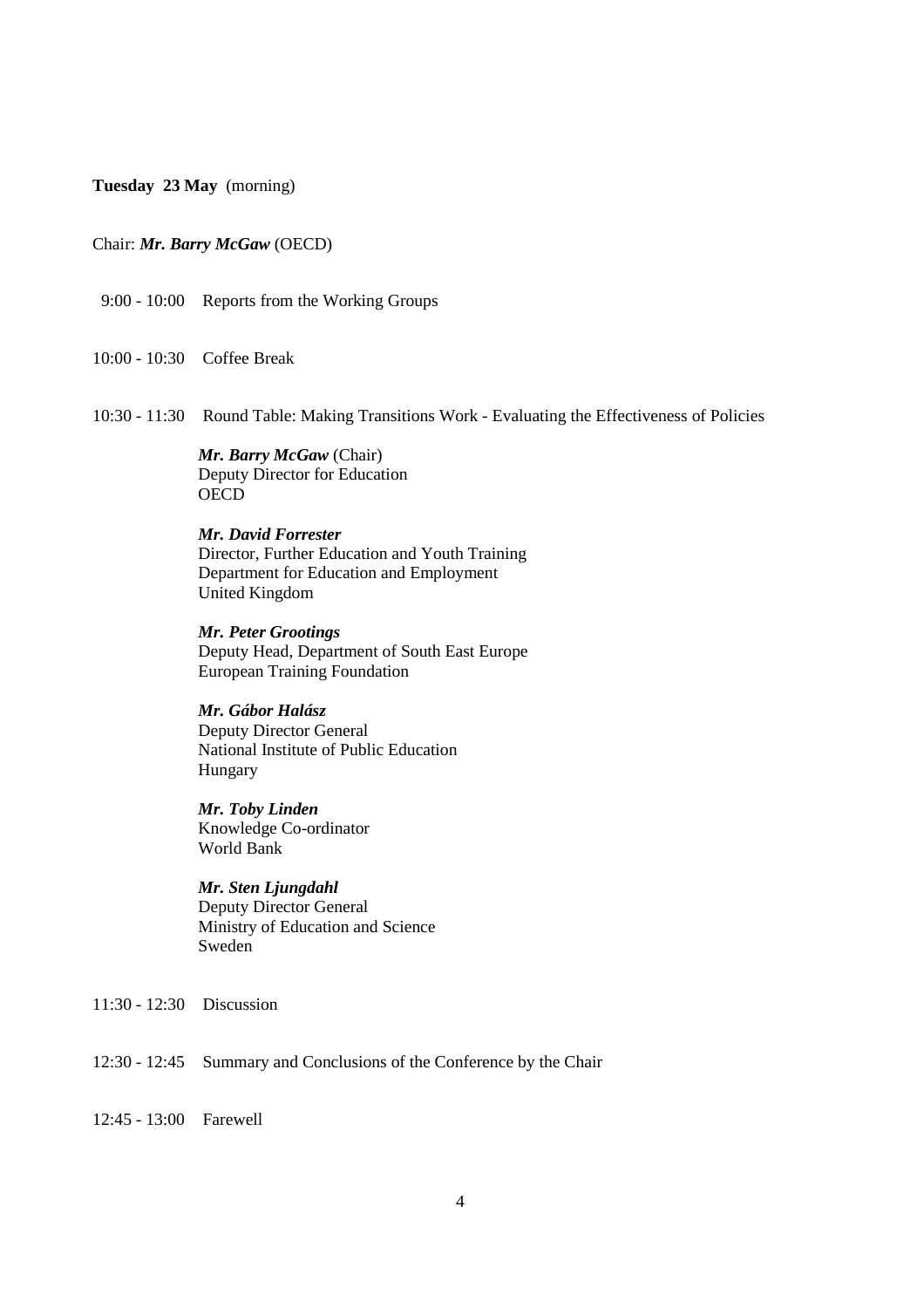**Tuesday 23 May** (morning)

Chair: ***Mr. Barry McGaw*** (OECD)

9:00 - 10:00 Reports from the Working Groups

10:00 - 10:30 Coffee Break

10:30 - 11:30 Round Table: Making Transitions Work - Evaluating the Effectiveness of Policies

***Mr. Barry McGaw*** (Chair)
Deputy Director for Education
OECD

***Mr. David Forrester***
Director, Further Education and Youth Training
Department for Education and Employment
United Kingdom

***Mr. Peter Grootings***
Deputy Head, Department of South East Europe
European Training Foundation

***Mr. Gábor Halász***
Deputy Director General
National Institute of Public Education
Hungary

***Mr. Toby Linden***
Knowledge Co-ordinator
World Bank

***Mr. Sten Ljungdahl***
Deputy Director General
Ministry of Education and Science
Sweden

11:30 - 12:30 Discussion

12:30 - 12:45 Summary and Conclusions of the Conference by the Chair

12:45 - 13:00 Farewell